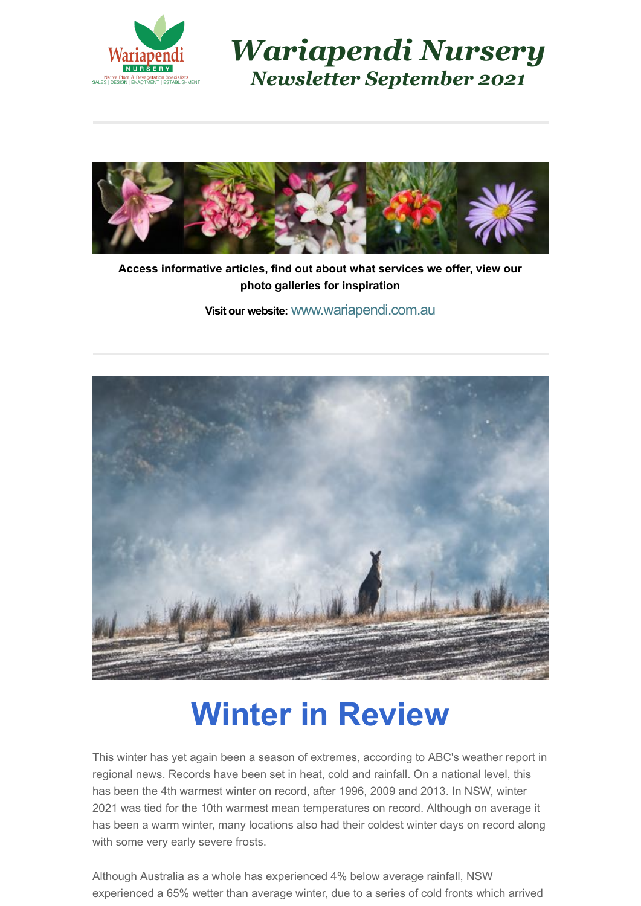# *Wariapendi Nursery*

## *Newsletter September 2021*

---

**Access informative articles, find out about what services we offer, view our photo galleries for inspiration**

**Visit our website:** www.wariapendi.com.au

---

# Winter in Review

This winter has yet again been a season of extremes, according to ABC's weather report in regional news. Records have been set in heat, cold and rainfall. On a national level, this has been the 4th warmest winter on record, after 1996, 2009 and 2013. In NSW, winter 2021 was tied for the 10th warmest mean temperatures on record. Although on average it has been a warm winter, many locations also had their coldest winter days on record along with some very early severe frosts.

Although Australia as a whole has experienced 4% below average rainfall, NSW experienced a 65% wetter than average winter, due to a series of cold fronts which arrived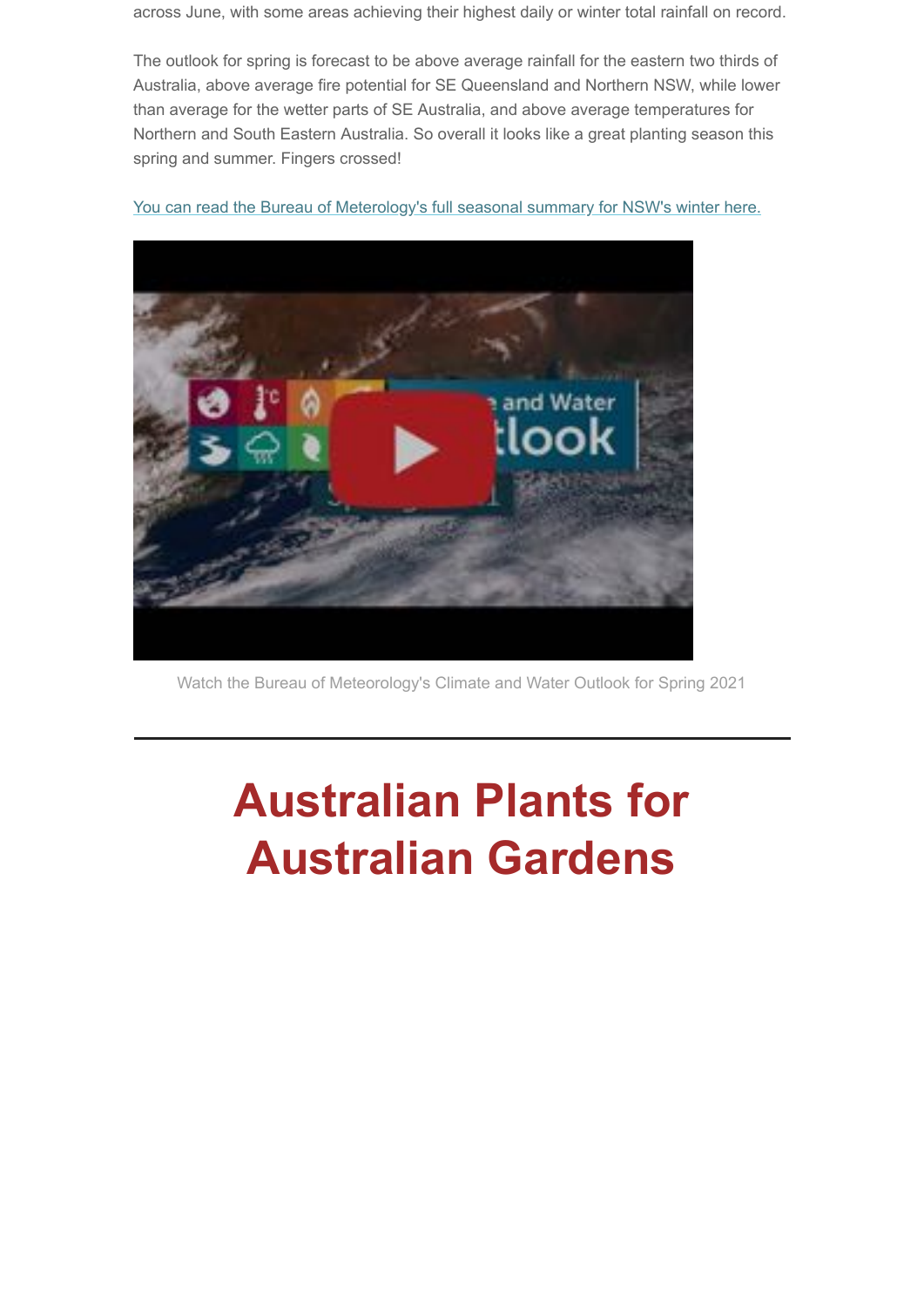across June, with some areas achieving their highest daily or winter total rainfall on record.

The outlook for spring is forecast to be above average rainfall for the eastern two thirds of Australia, above average fire potential for SE Queensland and Northern NSW, while lower than average for the wetter parts of SE Australia, and above average temperatures for Northern and South Eastern Australia. So overall it looks like a great planting season this spring and summer. Fingers crossed!

You can read the Bureau of Meterology's full seasonal summary for NSW's winter here.

Watch the Bureau of Meteorology's Climate and Water Outlook for Spring 2021

---

# Australian Plants for Australian Gardens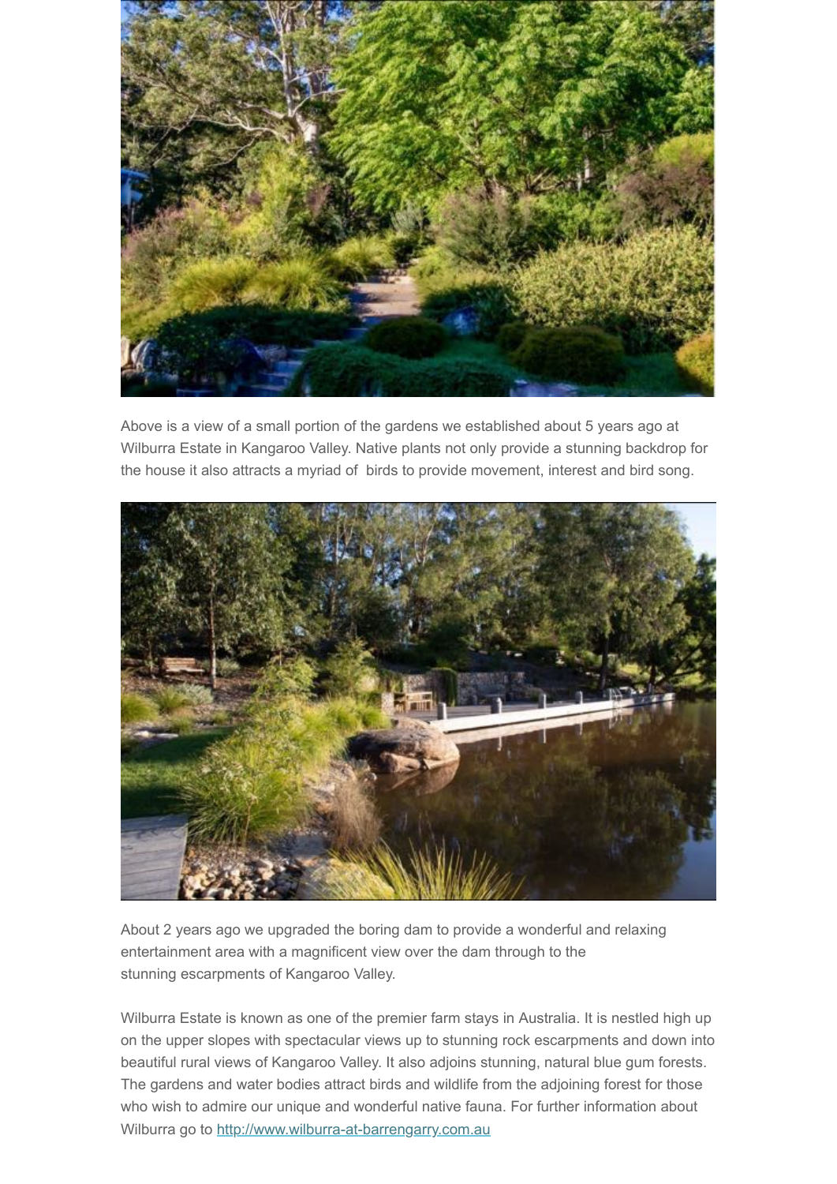Above is a view of a small portion of the gardens we established about 5 years ago at Wilburra Estate in Kangaroo Valley. Native plants not only provide a stunning backdrop for the house it also attracts a myriad of birds to provide movement, interest and bird song.

About 2 years ago we upgraded the boring dam to provide a wonderful and relaxing entertainment area with a magnificent view over the dam through to the stunning escarpments of Kangaroo Valley.

Wilburra Estate is known as one of the premier farm stays in Australia. It is nestled high up on the upper slopes with spectacular views up to stunning rock escarpments and down into beautiful rural views of Kangaroo Valley. It also adjoins stunning, natural blue gum forests. The gardens and water bodies attract birds and wildlife from the adjoining forest for those who wish to admire our unique and wonderful native fauna. For further information about Wilburra go to [http://www.wilburra-at-barrengarry.com.au](http://www.wilburra-at-barrengarry.com.au)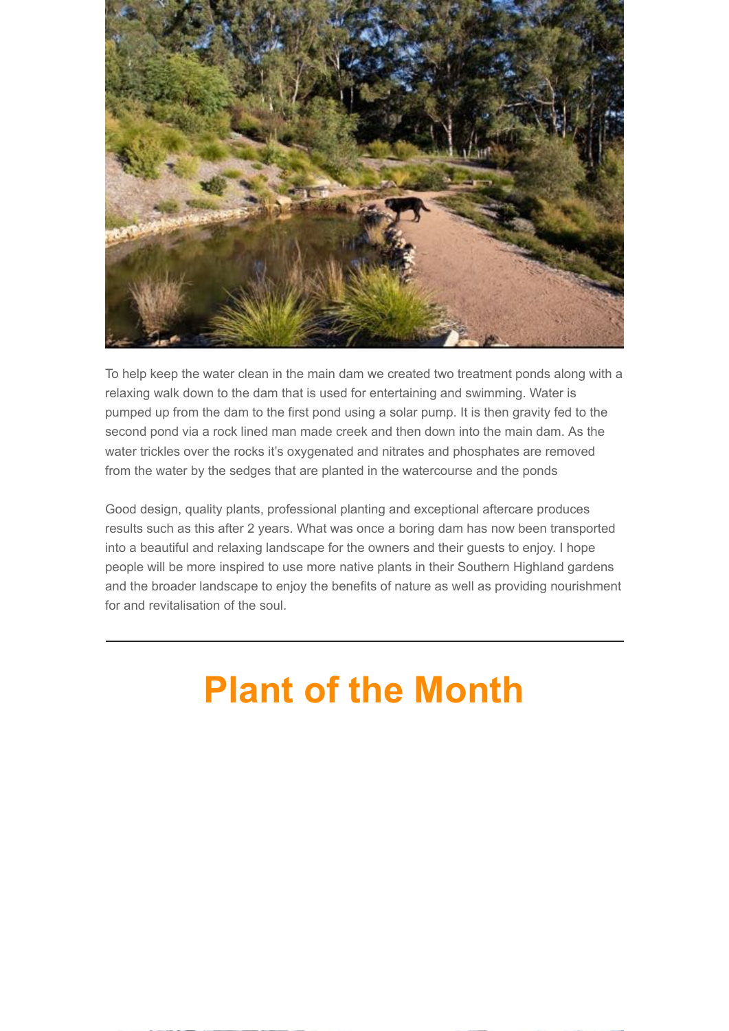To help keep the water clean in the main dam we created two treatment ponds along with a relaxing walk down to the dam that is used for entertaining and swimming. Water is pumped up from the dam to the first pond using a solar pump. It is then gravity fed to the second pond via a rock lined man made creek and then down into the main dam. As the water trickles over the rocks it's oxygenated and nitrates and phosphates are removed from the water by the sedges that are planted in the watercourse and the ponds

Good design, quality plants, professional planting and exceptional aftercare produces results such as this after 2 years. What was once a boring dam has now been transported into a beautiful and relaxing landscape for the owners and their guests to enjoy. I hope people will be more inspired to use more native plants in their Southern Highland gardens and the broader landscape to enjoy the benefits of nature as well as providing nourishment for and revitalisation of the soul.

---

# Plant of the Month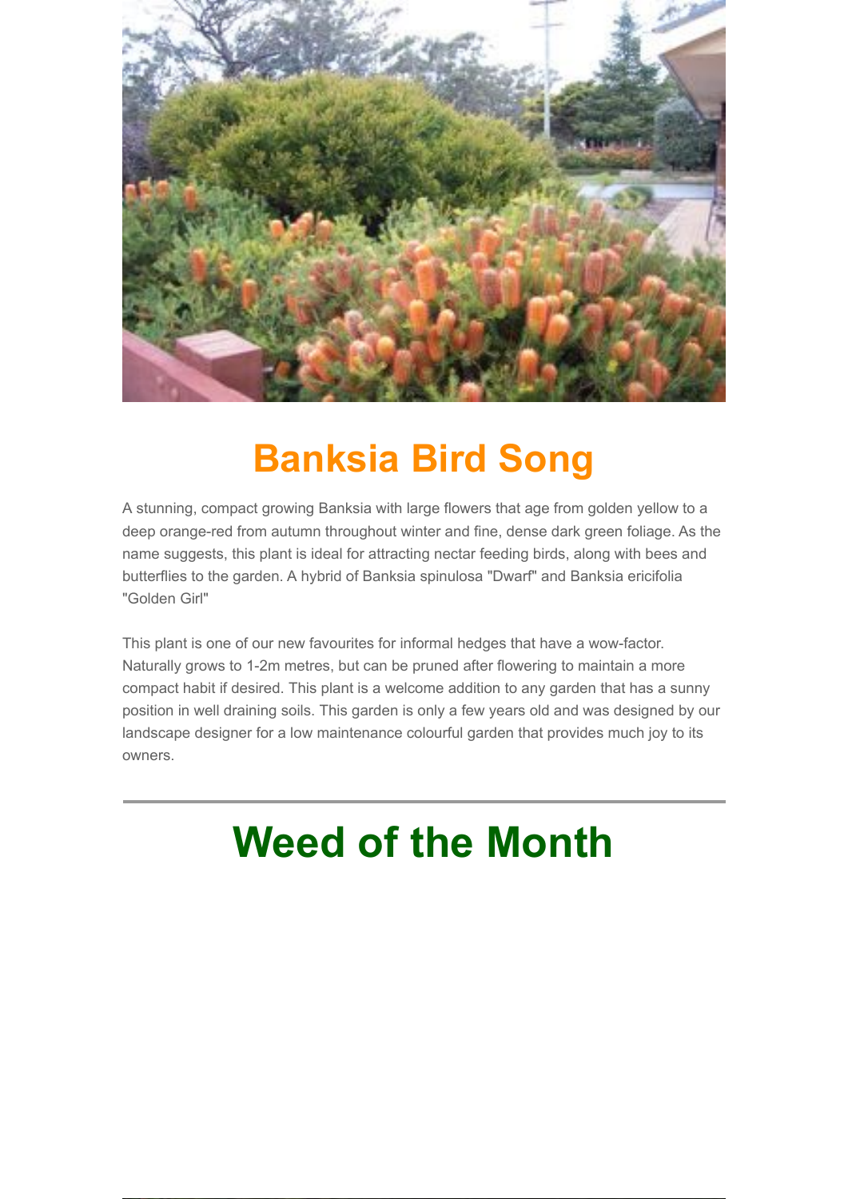# Banksia Bird Song

A stunning, compact growing Banksia with large flowers that age from golden yellow to a deep orange-red from autumn throughout winter and fine, dense dark green foliage. As the name suggests, this plant is ideal for attracting nectar feeding birds, along with bees and butterflies to the garden. A hybrid of Banksia spinulosa "Dwarf" and Banksia ericifolia "Golden Girl"

This plant is one of our new favourites for informal hedges that have a wow-factor. Naturally grows to 1-2m metres, but can be pruned after flowering to maintain a more compact habit if desired. This plant is a welcome addition to any garden that has a sunny position in well draining soils. This garden is only a few years old and was designed by our landscape designer for a low maintenance colourful garden that provides much joy to its owners.

---

# Weed of the Month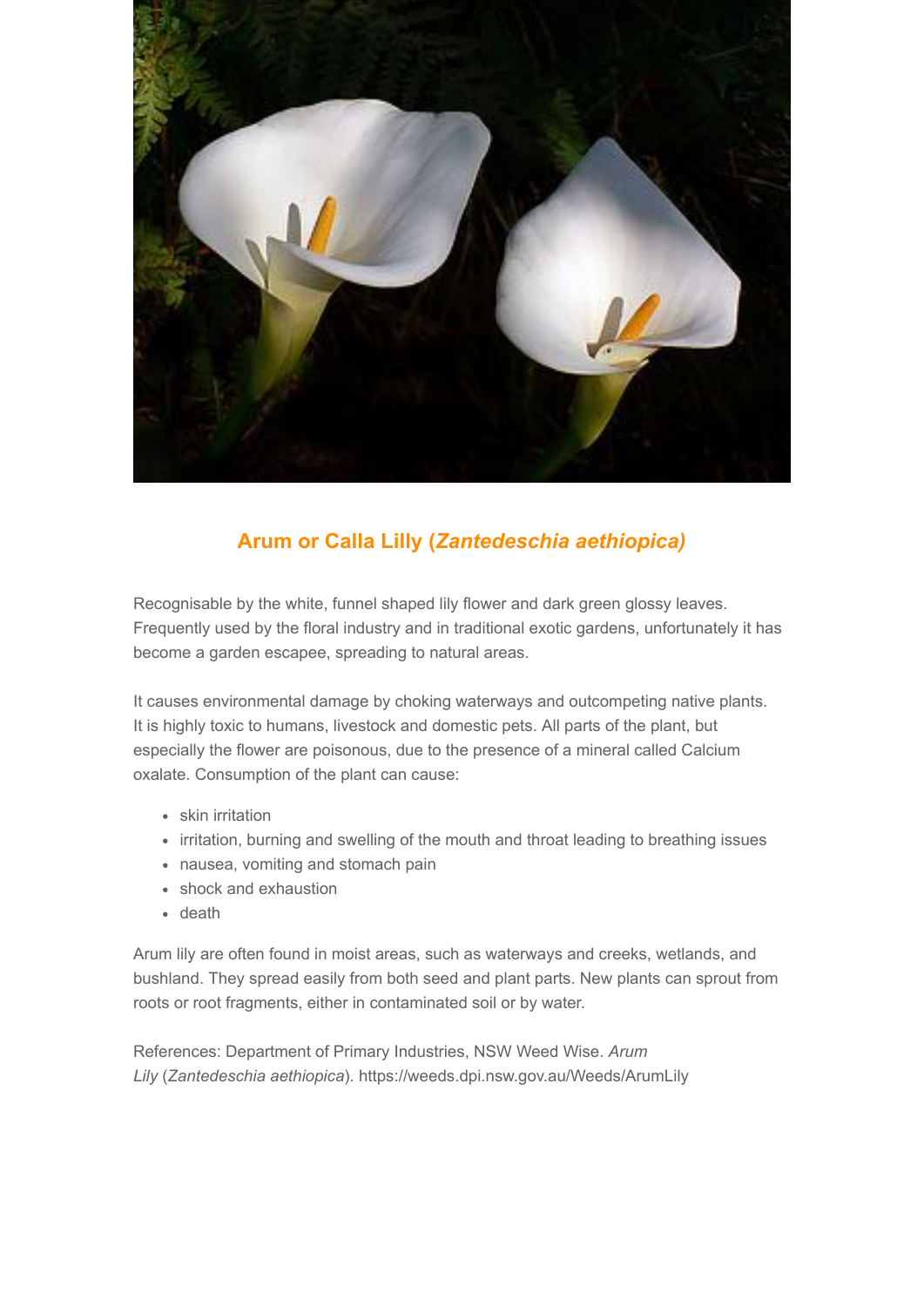## Arum or Calla Lilly (*Zantedeschia aethiopica)*

Recognisable by the white, funnel shaped lily flower and dark green glossy leaves. Frequently used by the floral industry and in traditional exotic gardens, unfortunately it has become a garden escapee, spreading to natural areas.

It causes environmental damage by choking waterways and outcompeting native plants. It is highly toxic to humans, livestock and domestic pets. All parts of the plant, but especially the flower are poisonous, due to the presence of a mineral called Calcium oxalate. Consumption of the plant can cause:

- skin irritation
- irritation, burning and swelling of the mouth and throat leading to breathing issues
- nausea, vomiting and stomach pain
- shock and exhaustion
- death

Arum lily are often found in moist areas, such as waterways and creeks, wetlands, and bushland. They spread easily from both seed and plant parts. New plants can sprout from roots or root fragments, either in contaminated soil or by water.

References: Department of Primary Industries, NSW Weed Wise. *Arum Lily* (*Zantedeschia aethiopica*). https://weeds.dpi.nsw.gov.au/Weeds/ArumLily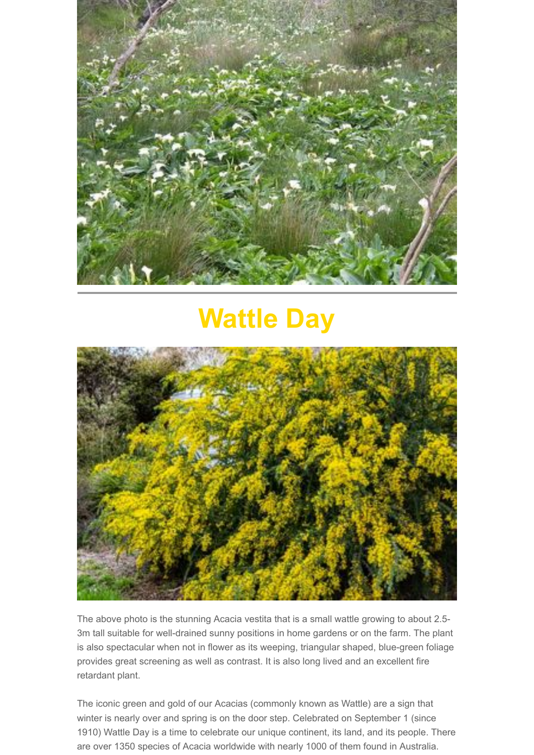# Wattle Day

The above photo is the stunning Acacia vestita that is a small wattle growing to about 2.5-3m tall suitable for well-drained sunny positions in home gardens or on the farm. The plant is also spectacular when not in flower as its weeping, triangular shaped, blue-green foliage provides great screening as well as contrast. It is also long lived and an excellent fire retardant plant.

The iconic green and gold of our Acacias (commonly known as Wattle) are a sign that winter is nearly over and spring is on the door step. Celebrated on September 1 (since 1910) Wattle Day is a time to celebrate our unique continent, its land, and its people. There are over 1350 species of Acacia worldwide with nearly 1000 of them found in Australia.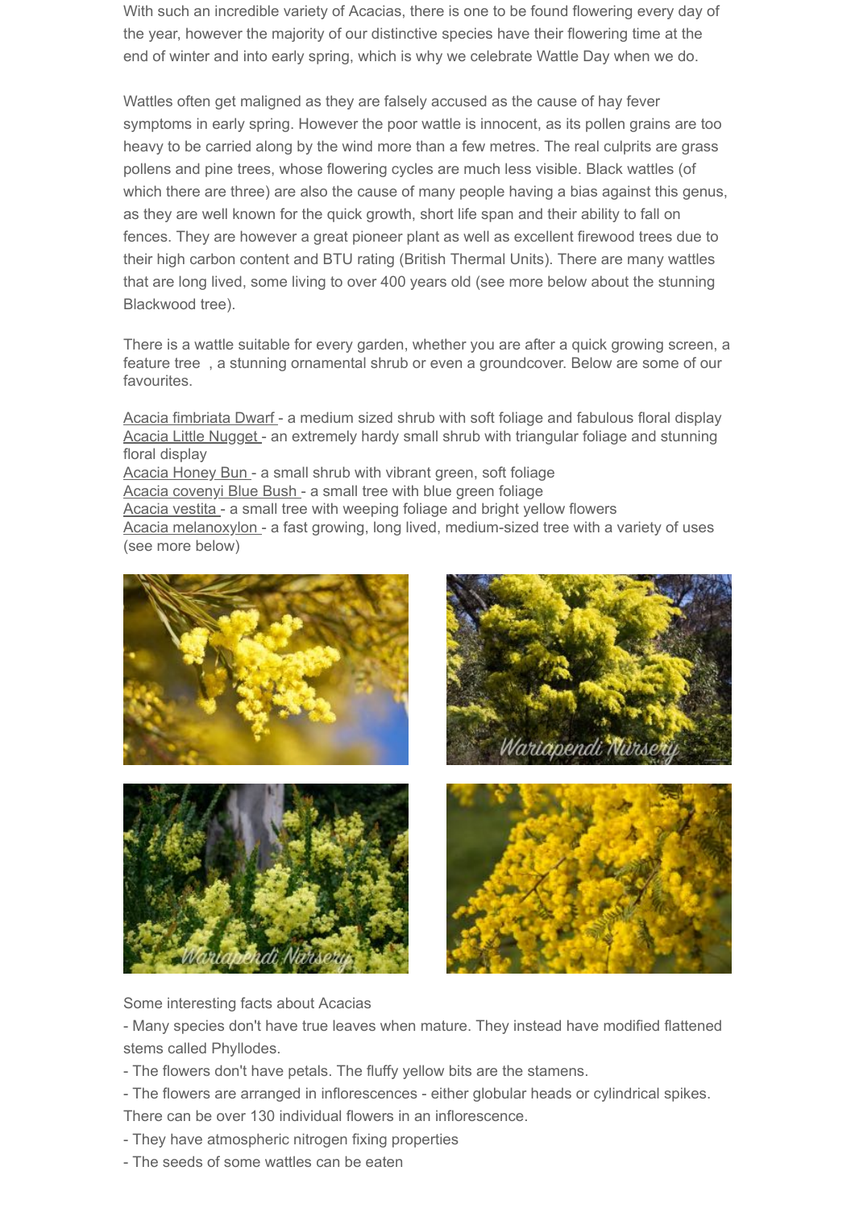With such an incredible variety of Acacias, there is one to be found flowering every day of the year, however the majority of our distinctive species have their flowering time at the end of winter and into early spring, which is why we celebrate Wattle Day when we do.

Wattles often get maligned as they are falsely accused as the cause of hay fever symptoms in early spring. However the poor wattle is innocent, as its pollen grains are too heavy to be carried along by the wind more than a few metres. The real culprits are grass pollens and pine trees, whose flowering cycles are much less visible. Black wattles (of which there are three) are also the cause of many people having a bias against this genus, as they are well known for the quick growth, short life span and their ability to fall on fences. They are however a great pioneer plant as well as excellent firewood trees due to their high carbon content and BTU rating (British Thermal Units). There are many wattles that are long lived, some living to over 400 years old (see more below about the stunning Blackwood tree).

There is a wattle suitable for every garden, whether you are after a quick growing screen, a feature tree , a stunning ornamental shrub or even a groundcover. Below are some of our favourites.

Acacia fimbriata Dwarf - a medium sized shrub with soft foliage and fabulous floral display
Acacia Little Nugget - an extremely hardy small shrub with triangular foliage and stunning floral display
Acacia Honey Bun - a small shrub with vibrant green, soft foliage
Acacia covenyi Blue Bush - a small tree with blue green foliage
Acacia vestita - a small tree with weeping foliage and bright yellow flowers
Acacia melanoxylon - a fast growing, long lived, medium-sized tree with a variety of uses (see more below)

Some interesting facts about Acacias
- Many species don't have true leaves when mature. They instead have modified flattened stems called Phyllodes.
- The flowers don't have petals. The fluffy yellow bits are the stamens.
- The flowers are arranged in inflorescences - either globular heads or cylindrical spikes. There can be over 130 individual flowers in an inflorescence.
- They have atmospheric nitrogen fixing properties
- The seeds of some wattles can be eaten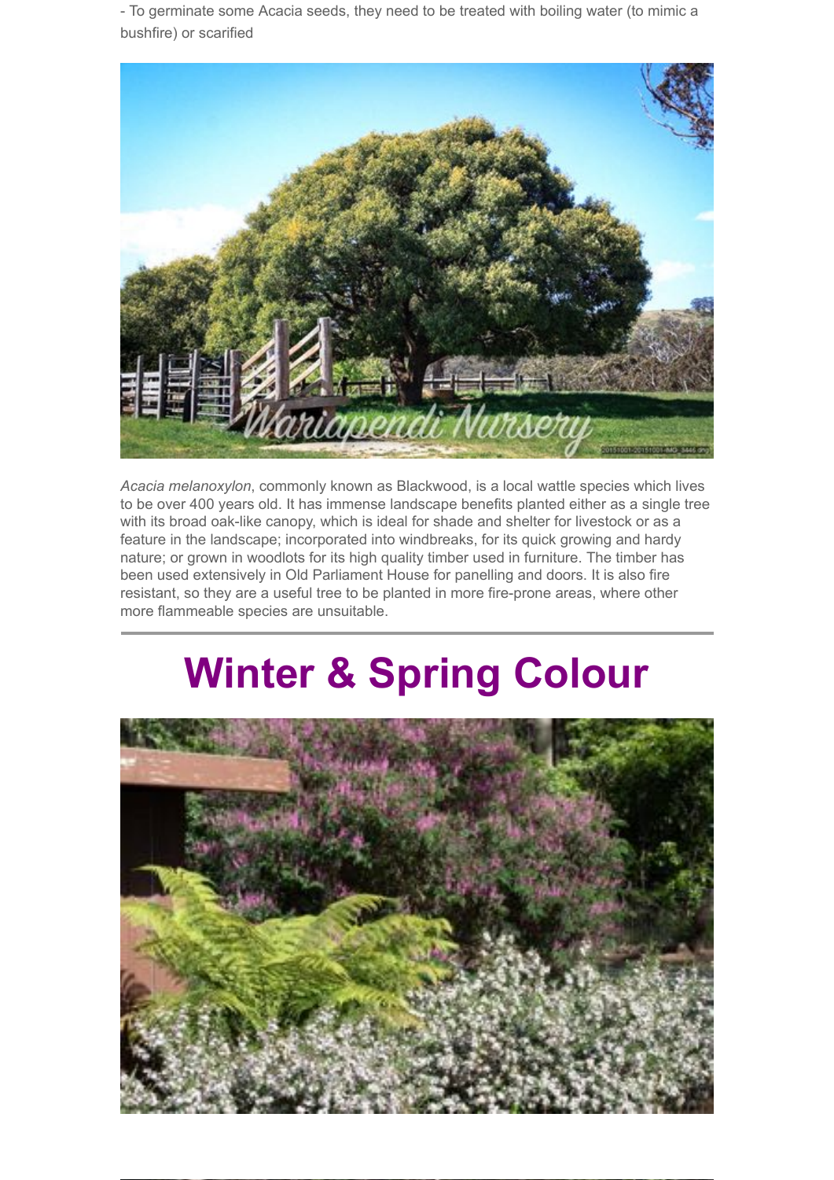- To germinate some Acacia seeds, they need to be treated with boiling water (to mimic a bushfire) or scarified

*Acacia melanoxylon*, commonly known as Blackwood, is a local wattle species which lives to be over 400 years old. It has immense landscape benefits planted either as a single tree with its broad oak-like canopy, which is ideal for shade and shelter for livestock or as a feature in the landscape; incorporated into windbreaks, for its quick growing and hardy nature; or grown in woodlots for its high quality timber used in furniture. The timber has been used extensively in Old Parliament House for panelling and doors. It is also fire resistant, so they are a useful tree to be planted in more fire-prone areas, where other more flammeable species are unsuitable.

---

# Winter & Spring Colour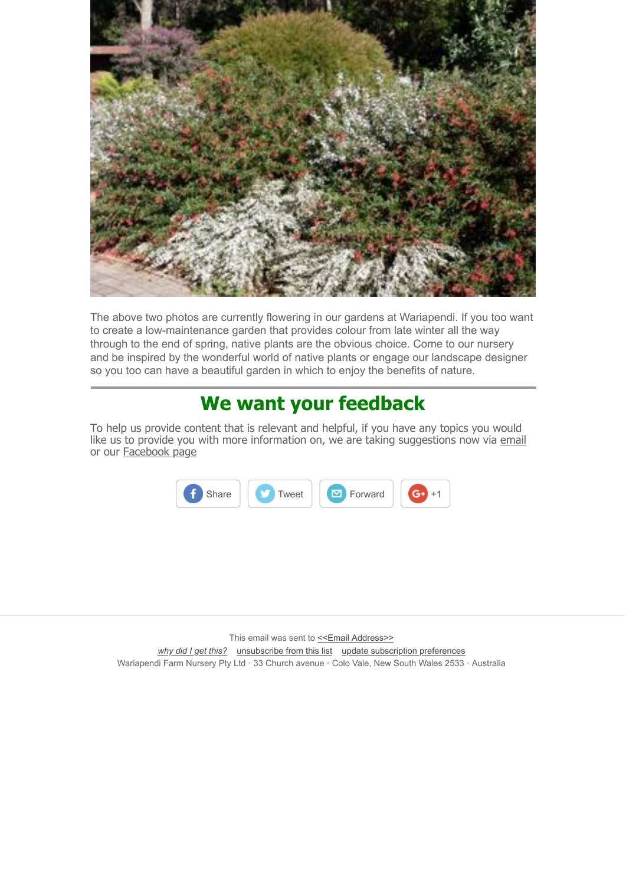The above two photos are currently flowering in our gardens at Wariapendi. If you too want to create a low-maintenance garden that provides colour from late winter all the way through to the end of spring, native plants are the obvious choice. Come to our nursery and be inspired by the wonderful world of native plants or engage our landscape designer so you too can have a beautiful garden in which to enjoy the benefits of nature.

---

## We want your feedback

To help us provide content that is relevant and helpful, if you have any topics you would like us to provide you with more information on, we are taking suggestions now via email or our Facebook page

Share Tweet Forward +1

This email was sent to <<Email Address>>

*why did I get this?* unsubscribe from this list update subscription preferences

Wariapendi Farm Nursery Pty Ltd · 33 Church avenue · Colo Vale, New South Wales 2533 · Australia